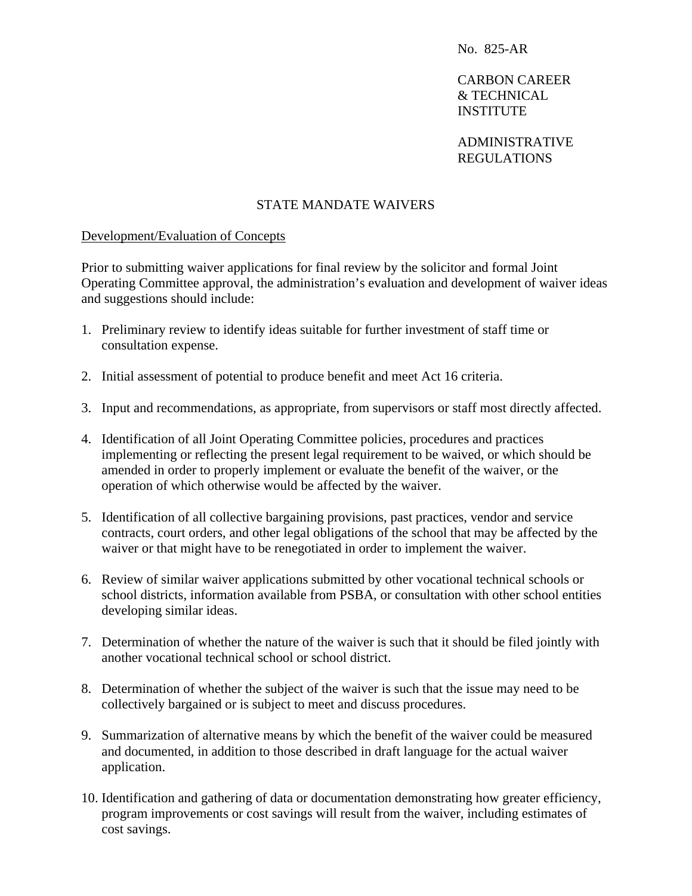No. 825-AR

CARBON CAREER & TECHNICAL INSTITUTE

ADMINISTRATIVE REGULATIONS

# STATE MANDATE WAIVERS

## Development/Evaluation of Concepts

Prior to submitting waiver applications for final review by the solicitor and formal Joint Operating Committee approval, the administration's evaluation and development of waiver ideas and suggestions should include:

1. Preliminary review to identify ideas suitable for further investment of staff time or consultation expense.

2. Initial assessment of potential to produce benefit and meet Act 16 criteria.

3. Input and recommendations, as appropriate, from supervisors or staff most directly affected.

4. Identification of all Joint Operating Committee policies, procedures and practices implementing or reflecting the present legal requirement to be waived, or which should be amended in order to properly implement or evaluate the benefit of the waiver, or the operation of which otherwise would be affected by the waiver.

5. Identification of all collective bargaining provisions, past practices, vendor and service contracts, court orders, and other legal obligations of the school that may be affected by the waiver or that might have to be renegotiated in order to implement the waiver.

6. Review of similar waiver applications submitted by other vocational technical schools or school districts, information available from PSBA, or consultation with other school entities developing similar ideas.

7. Determination of whether the nature of the waiver is such that it should be filed jointly with another vocational technical school or school district.

8. Determination of whether the subject of the waiver is such that the issue may need to be collectively bargained or is subject to meet and discuss procedures.

9. Summarization of alternative means by which the benefit of the waiver could be measured and documented, in addition to those described in draft language for the actual waiver application.

10. Identification and gathering of data or documentation demonstrating how greater efficiency, program improvements or cost savings will result from the waiver, including estimates of cost savings.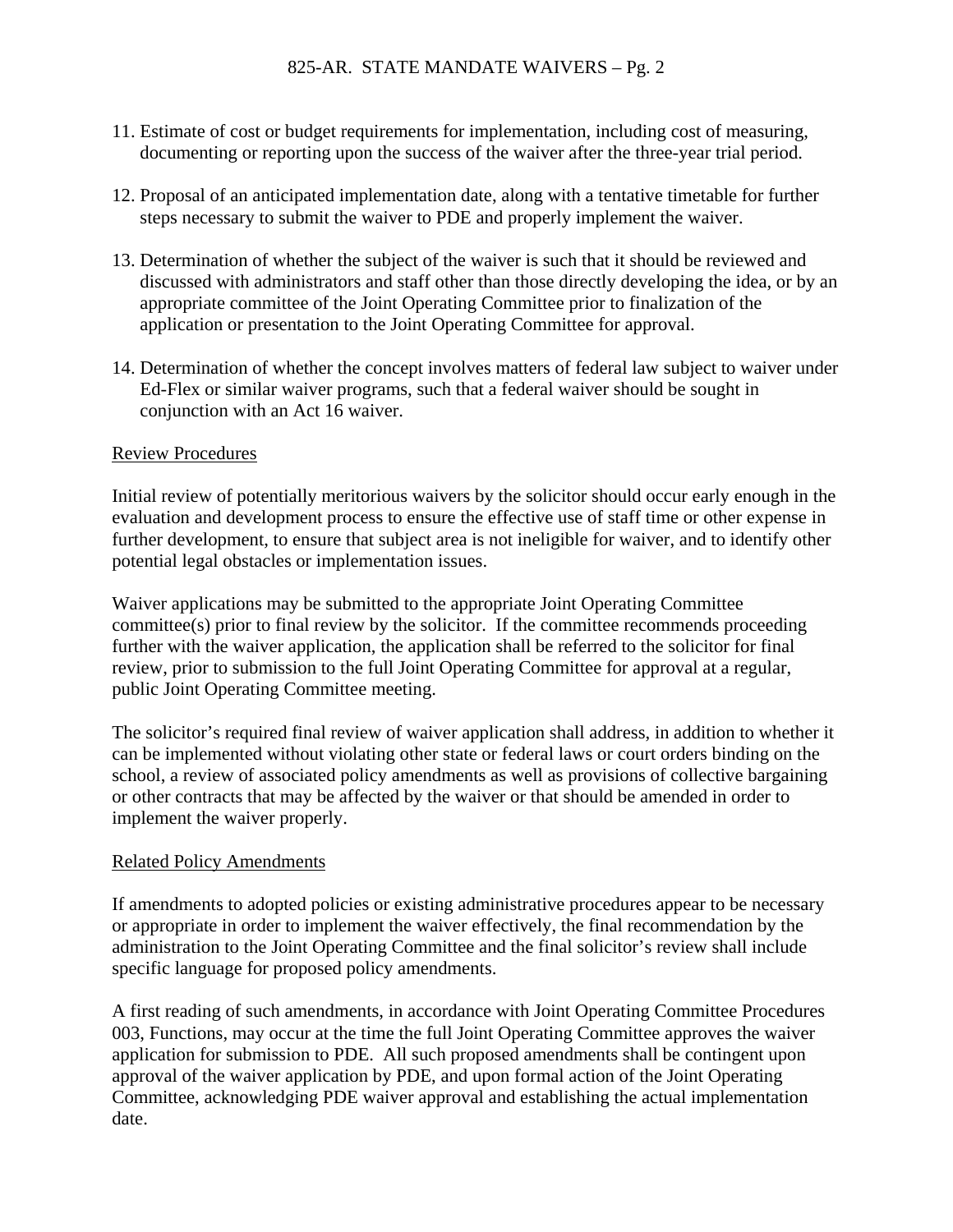11. Estimate of cost or budget requirements for implementation, including cost of measuring, documenting or reporting upon the success of the waiver after the three-year trial period.

12. Proposal of an anticipated implementation date, along with a tentative timetable for further steps necessary to submit the waiver to PDE and properly implement the waiver.

13. Determination of whether the subject of the waiver is such that it should be reviewed and discussed with administrators and staff other than those directly developing the idea, or by an appropriate committee of the Joint Operating Committee prior to finalization of the application or presentation to the Joint Operating Committee for approval.

14. Determination of whether the concept involves matters of federal law subject to waiver under Ed-Flex or similar waiver programs, such that a federal waiver should be sought in conjunction with an Act 16 waiver.

## Review Procedures

Initial review of potentially meritorious waivers by the solicitor should occur early enough in the evaluation and development process to ensure the effective use of staff time or other expense in further development, to ensure that subject area is not ineligible for waiver, and to identify other potential legal obstacles or implementation issues.

Waiver applications may be submitted to the appropriate Joint Operating Committee committee(s) prior to final review by the solicitor. If the committee recommends proceeding further with the waiver application, the application shall be referred to the solicitor for final review, prior to submission to the full Joint Operating Committee for approval at a regular, public Joint Operating Committee meeting.

The solicitor's required final review of waiver application shall address, in addition to whether it can be implemented without violating other state or federal laws or court orders binding on the school, a review of associated policy amendments as well as provisions of collective bargaining or other contracts that may be affected by the waiver or that should be amended in order to implement the waiver properly.

## Related Policy Amendments

If amendments to adopted policies or existing administrative procedures appear to be necessary or appropriate in order to implement the waiver effectively, the final recommendation by the administration to the Joint Operating Committee and the final solicitor's review shall include specific language for proposed policy amendments.

A first reading of such amendments, in accordance with Joint Operating Committee Procedures 003, Functions, may occur at the time the full Joint Operating Committee approves the waiver application for submission to PDE. All such proposed amendments shall be contingent upon approval of the waiver application by PDE, and upon formal action of the Joint Operating Committee, acknowledging PDE waiver approval and establishing the actual implementation date.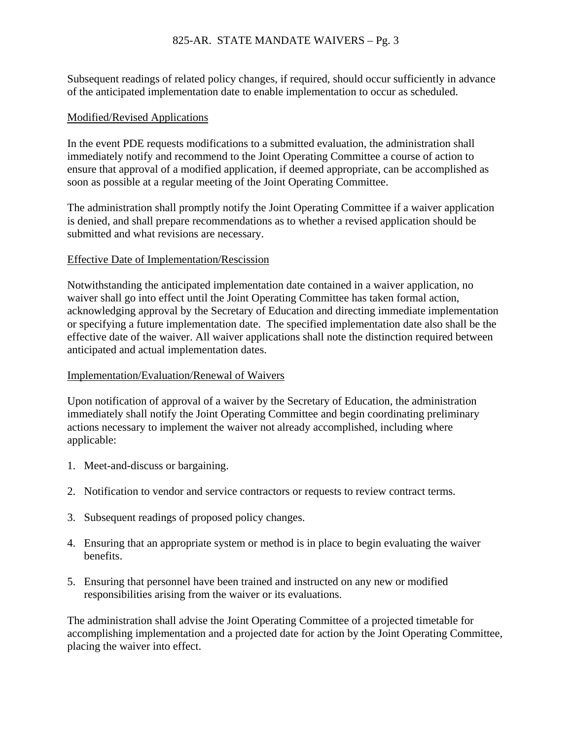Subsequent readings of related policy changes, if required, should occur sufficiently in advance of the anticipated implementation date to enable implementation to occur as scheduled.

Modified/Revised Applications

In the event PDE requests modifications to a submitted evaluation, the administration shall immediately notify and recommend to the Joint Operating Committee a course of action to ensure that approval of a modified application, if deemed appropriate, can be accomplished as soon as possible at a regular meeting of the Joint Operating Committee.

The administration shall promptly notify the Joint Operating Committee if a waiver application is denied, and shall prepare recommendations as to whether a revised application should be submitted and what revisions are necessary.

Effective Date of Implementation/Rescission

Notwithstanding the anticipated implementation date contained in a waiver application, no waiver shall go into effect until the Joint Operating Committee has taken formal action, acknowledging approval by the Secretary of Education and directing immediate implementation or specifying a future implementation date. The specified implementation date also shall be the effective date of the waiver. All waiver applications shall note the distinction required between anticipated and actual implementation dates.

Implementation/Evaluation/Renewal of Waivers

Upon notification of approval of a waiver by the Secretary of Education, the administration immediately shall notify the Joint Operating Committee and begin coordinating preliminary actions necessary to implement the waiver not already accomplished, including where applicable:

1. Meet-and-discuss or bargaining.

2. Notification to vendor and service contractors or requests to review contract terms.

3. Subsequent readings of proposed policy changes.

4. Ensuring that an appropriate system or method is in place to begin evaluating the waiver benefits.

5. Ensuring that personnel have been trained and instructed on any new or modified responsibilities arising from the waiver or its evaluations.

The administration shall advise the Joint Operating Committee of a projected timetable for accomplishing implementation and a projected date for action by the Joint Operating Committee, placing the waiver into effect.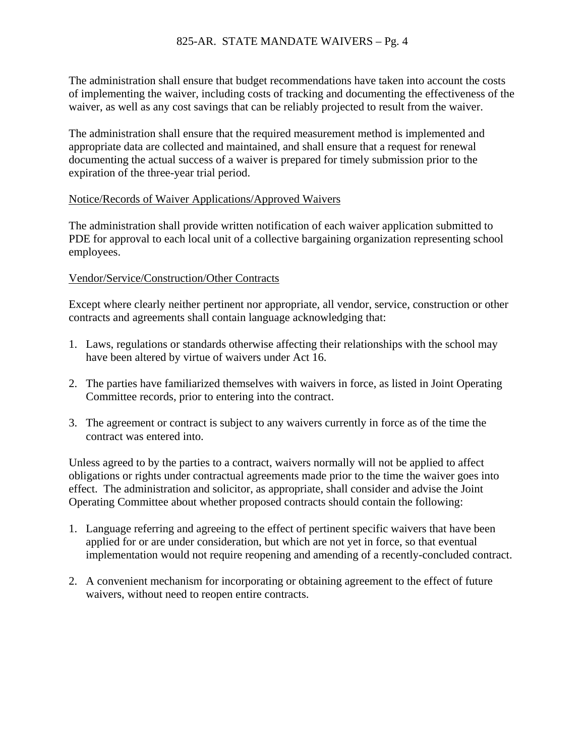The administration shall ensure that budget recommendations have taken into account the costs of implementing the waiver, including costs of tracking and documenting the effectiveness of the waiver, as well as any cost savings that can be reliably projected to result from the waiver.

The administration shall ensure that the required measurement method is implemented and appropriate data are collected and maintained, and shall ensure that a request for renewal documenting the actual success of a waiver is prepared for timely submission prior to the expiration of the three-year trial period.

Notice/Records of Waiver Applications/Approved Waivers

The administration shall provide written notification of each waiver application submitted to PDE for approval to each local unit of a collective bargaining organization representing school employees.

Vendor/Service/Construction/Other Contracts

Except where clearly neither pertinent nor appropriate, all vendor, service, construction or other contracts and agreements shall contain language acknowledging that:

1. Laws, regulations or standards otherwise affecting their relationships with the school may have been altered by virtue of waivers under Act 16.

2. The parties have familiarized themselves with waivers in force, as listed in Joint Operating Committee records, prior to entering into the contract.

3. The agreement or contract is subject to any waivers currently in force as of the time the contract was entered into.

Unless agreed to by the parties to a contract, waivers normally will not be applied to affect obligations or rights under contractual agreements made prior to the time the waiver goes into effect. The administration and solicitor, as appropriate, shall consider and advise the Joint Operating Committee about whether proposed contracts should contain the following:

1. Language referring and agreeing to the effect of pertinent specific waivers that have been applied for or are under consideration, but which are not yet in force, so that eventual implementation would not require reopening and amending of a recently-concluded contract.

2. A convenient mechanism for incorporating or obtaining agreement to the effect of future waivers, without need to reopen entire contracts.